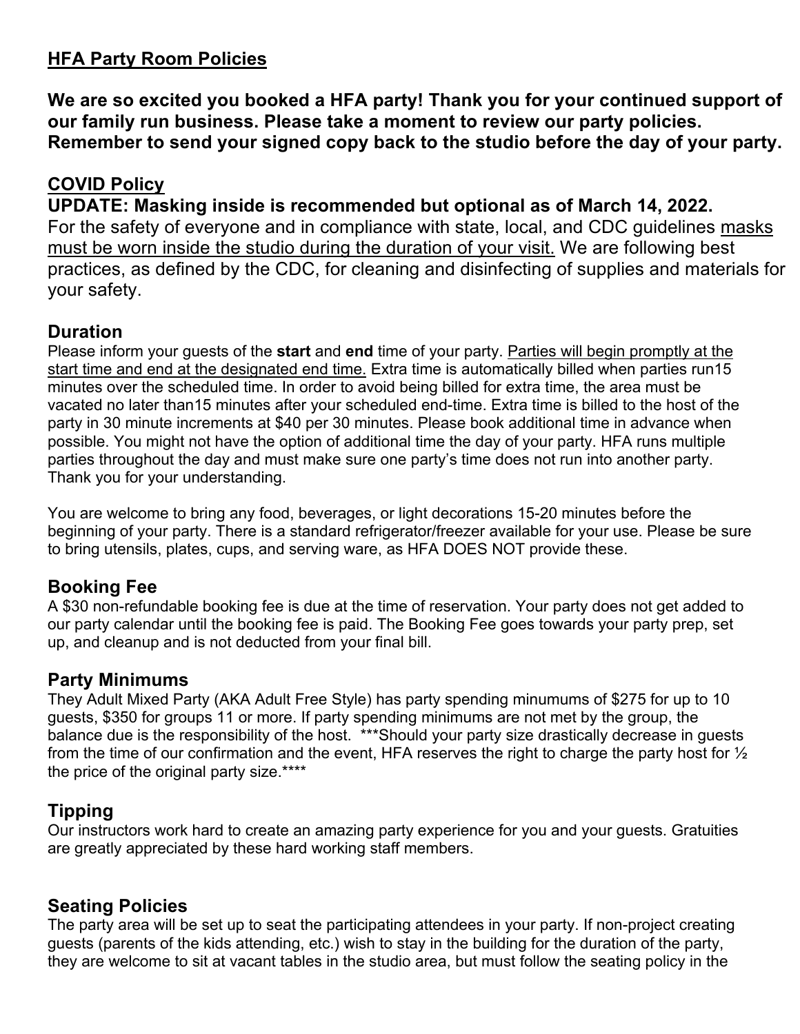## HFA Party Room Policies

**We are so excited you booked a HFA party! Thank you for your continued support of our family run business. Please take a moment to review our party policies. Remember to send your signed copy back to the studio before the day of your party.**

## COVID Policy

**UPDATE: Masking inside is recommended but optional as of March 14, 2022.**

For the safety of everyone and in compliance with state, local, and CDC guidelines masks must be worn inside the studio during the duration of your visit. We are following best practices, as defined by the CDC, for cleaning and disinfecting of supplies and materials for your safety.

## Duration

Please inform your guests of the **start** and **end** time of your party. Parties will begin promptly at the start time and end at the designated end time. Extra time is automatically billed when parties run15 minutes over the scheduled time. In order to avoid being billed for extra time, the area must be vacated no later than15 minutes after your scheduled end-time. Extra time is billed to the host of the party in 30 minute increments at $40 per 30 minutes. Please book additional time in advance when possible. You might not have the option of additional time the day of your party. HFA runs multiple parties throughout the day and must make sure one party's time does not run into another party. Thank you for your understanding.

You are welcome to bring any food, beverages, or light decorations 15-20 minutes before the beginning of your party. There is a standard refrigerator/freezer available for your use. Please be sure to bring utensils, plates, cups, and serving ware, as HFA DOES NOT provide these.

## Booking Fee

A $30 non-refundable booking fee is due at the time of reservation. Your party does not get added to our party calendar until the booking fee is paid. The Booking Fee goes towards your party prep, set up, and cleanup and is not deducted from your final bill.

## Party Minimums

They Adult Mixed Party (AKA Adult Free Style) has party spending minumums of $275 for up to 10 guests, $350 for groups 11 or more. If party spending minimums are not met by the group, the balance due is the responsibility of the host. ***Should your party size drastically decrease in guests from the time of our confirmation and the event, HFA reserves the right to charge the party host for ½ the price of the original party size.****

## Tipping

Our instructors work hard to create an amazing party experience for you and your guests. Gratuities are greatly appreciated by these hard working staff members.

## Seating Policies

The party area will be set up to seat the participating attendees in your party. If non-project creating guests (parents of the kids attending, etc.) wish to stay in the building for the duration of the party, they are welcome to sit at vacant tables in the studio area, but must follow the seating policy in the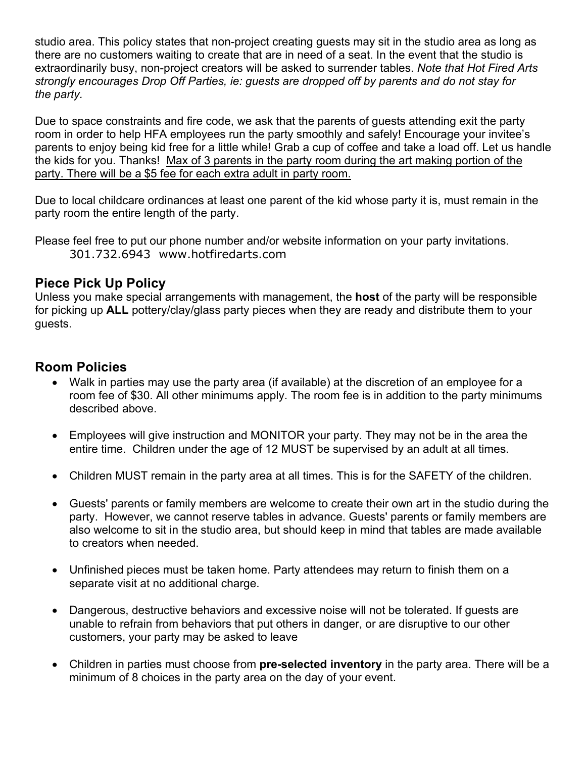studio area. This policy states that non-project creating guests may sit in the studio area as long as there are no customers waiting to create that are in need of a seat. In the event that the studio is extraordinarily busy, non-project creators will be asked to surrender tables. *Note that Hot Fired Arts strongly encourages Drop Off Parties, ie: guests are dropped off by parents and do not stay for the party.*

Due to space constraints and fire code, we ask that the parents of guests attending exit the party room in order to help HFA employees run the party smoothly and safely! Encourage your invitee's parents to enjoy being kid free for a little while! Grab a cup of coffee and take a load off. Let us handle the kids for you. Thanks! <u>Max of 3 parents in the party room during the art making portion of the party. There will be a $5 fee for each extra adult in party room.</u>

Due to local childcare ordinances at least one parent of the kid whose party it is, must remain in the party room the entire length of the party.

Please feel free to put our phone number and/or website information on your party invitations.
301.732.6943 www.hotfiredarts.com

## Piece Pick Up Policy

Unless you make special arrangements with management, the **host** of the party will be responsible for picking up **ALL** pottery/clay/glass party pieces when they are ready and distribute them to your guests.

## Room Policies

- Walk in parties may use the party area (if available) at the discretion of an employee for a room fee of $30. All other minimums apply. The room fee is in addition to the party minimums described above.
- Employees will give instruction and MONITOR your party. They may not be in the area the entire time. Children under the age of 12 MUST be supervised by an adult at all times.
- Children MUST remain in the party area at all times. This is for the SAFETY of the children.
- Guests' parents or family members are welcome to create their own art in the studio during the party. However, we cannot reserve tables in advance. Guests' parents or family members are also welcome to sit in the studio area, but should keep in mind that tables are made available to creators when needed.
- Unfinished pieces must be taken home. Party attendees may return to finish them on a separate visit at no additional charge.
- Dangerous, destructive behaviors and excessive noise will not be tolerated. If guests are unable to refrain from behaviors that put others in danger, or are disruptive to our other customers, your party may be asked to leave
- Children in parties must choose from **pre-selected inventory** in the party area. There will be a minimum of 8 choices in the party area on the day of your event.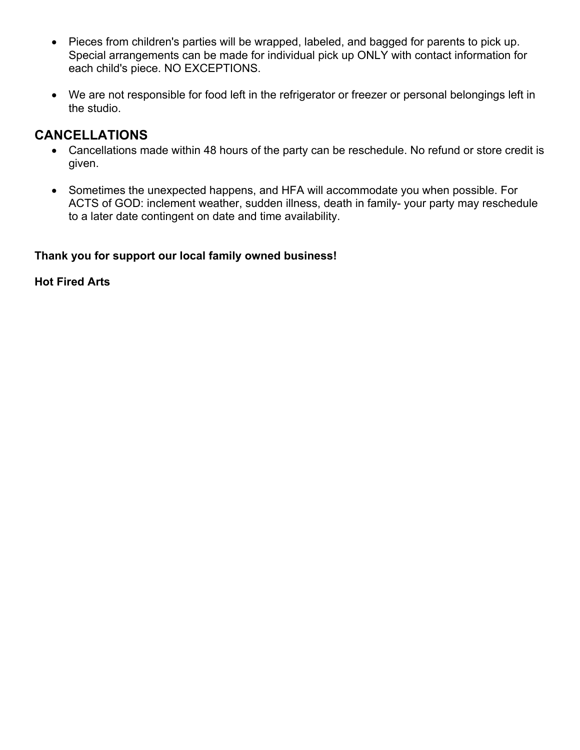- Pieces from children's parties will be wrapped, labeled, and bagged for parents to pick up. Special arrangements can be made for individual pick up ONLY with contact information for each child's piece. NO EXCEPTIONS.

- We are not responsible for food left in the refrigerator or freezer or personal belongings left in the studio.

## CANCELLATIONS

- Cancellations made within 48 hours of the party can be reschedule. No refund or store credit is given.

- Sometimes the unexpected happens, and HFA will accommodate you when possible. For ACTS of GOD: inclement weather, sudden illness, death in family- your party may reschedule to a later date contingent on date and time availability.

**Thank you for support our local family owned business!**

**Hot Fired Arts**